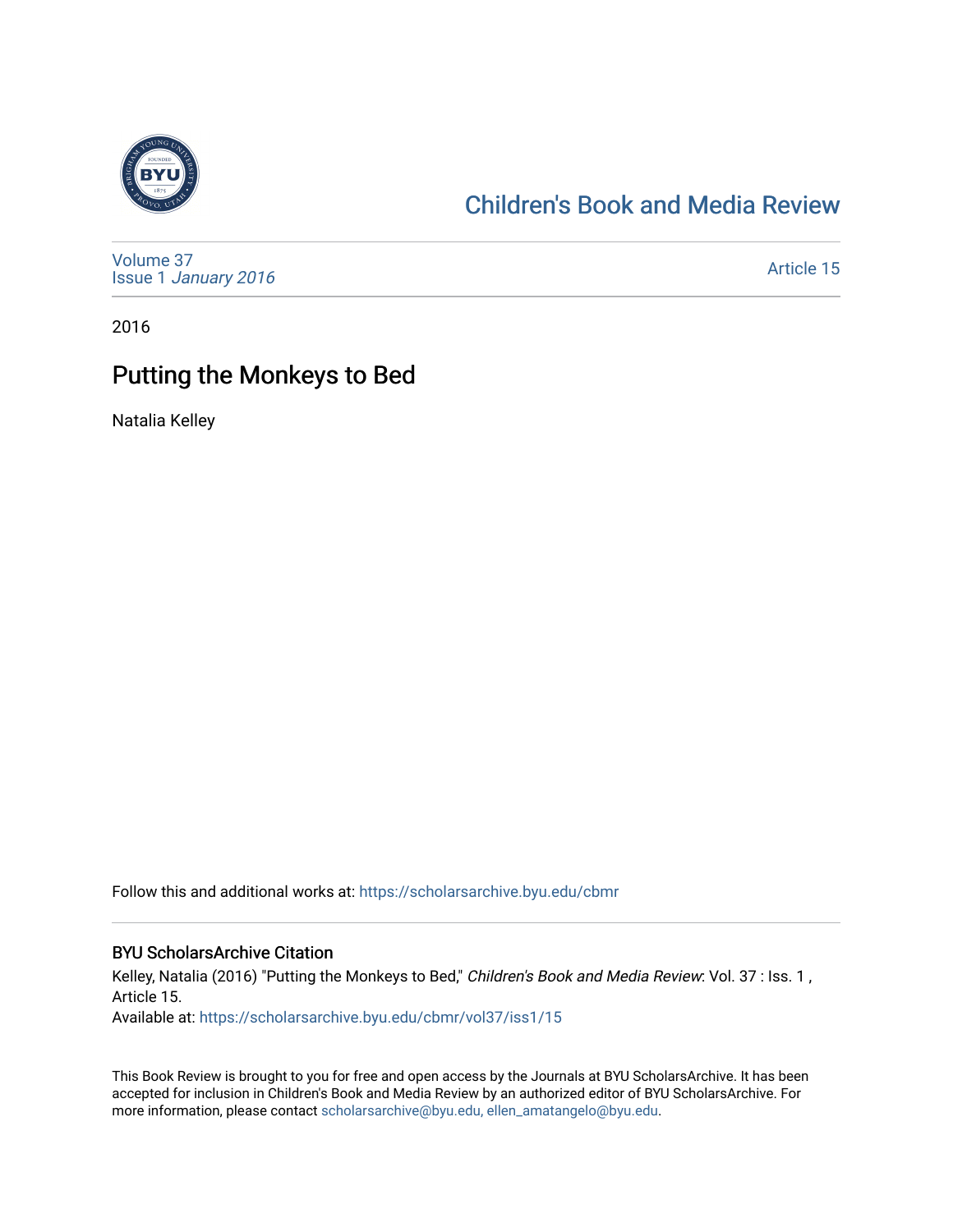# Children's Book and Media Review

Volume 37
Issue 1 *January 2016*

Article 15

2016

## Putting the Monkeys to Bed

Natalia Kelley

Follow this and additional works at: https://scholarsarchive.byu.edu/cbmr

### BYU ScholarsArchive Citation

Kelley, Natalia (2016) "Putting the Monkeys to Bed," *Children's Book and Media Review*: Vol. 37 : Iss. 1 , Article 15.
Available at: https://scholarsarchive.byu.edu/cbmr/vol37/iss1/15

This Book Review is brought to you for free and open access by the Journals at BYU ScholarsArchive. It has been accepted for inclusion in Children's Book and Media Review by an authorized editor of BYU ScholarsArchive. For more information, please contact scholarsarchive@byu.edu, ellen_amatangelo@byu.edu.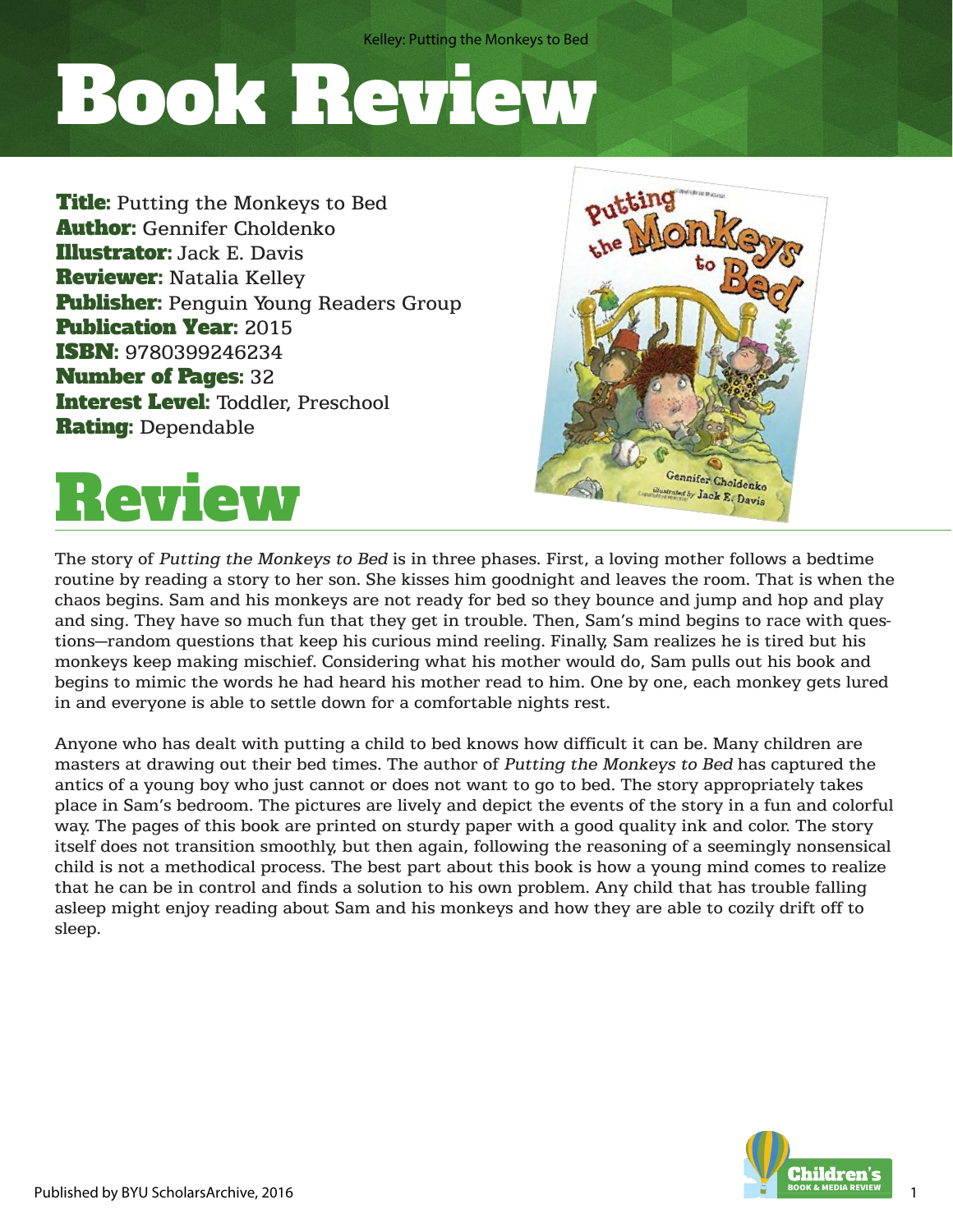# Book Review

**Title**: Putting the Monkeys to Bed
**Author**: Gennifer Choldenko
**Illustrator**: Jack E. Davis
**Reviewer**: Natalia Kelley
**Publisher**: Penguin Young Readers Group
**Publication Year**: 2015
**ISBN**: 9780399246234
**Number of Pages**: 32
**Interest Level**: Toddler, Preschool
**Rating**: Dependable

# Review

The story of *Putting the Monkeys to Bed* is in three phases. First, a loving mother follows a bedtime routine by reading a story to her son. She kisses him goodnight and leaves the room. That is when the chaos begins. Sam and his monkeys are not ready for bed so they bounce and jump and hop and play and sing. They have so much fun that they get in trouble. Then, Sam's mind begins to race with questions—random questions that keep his curious mind reeling. Finally, Sam realizes he is tired but his monkeys keep making mischief. Considering what his mother would do, Sam pulls out his book and begins to mimic the words he had heard his mother read to him. One by one, each monkey gets lured in and everyone is able to settle down for a comfortable nights rest.

Anyone who has dealt with putting a child to bed knows how difficult it can be. Many children are masters at drawing out their bed times. The author of *Putting the Monkeys to Bed* has captured the antics of a young boy who just cannot or does not want to go to bed. The story appropriately takes place in Sam's bedroom. The pictures are lively and depict the events of the story in a fun and colorful way. The pages of this book are printed on sturdy paper with a good quality ink and color. The story itself does not transition smoothly, but then again, following the reasoning of a seemingly nonsensical child is not a methodical process. The best part about this book is how a young mind comes to realize that he can be in control and finds a solution to his own problem. Any child that has trouble falling asleep might enjoy reading about Sam and his monkeys and how they are able to cozily drift off to sleep.